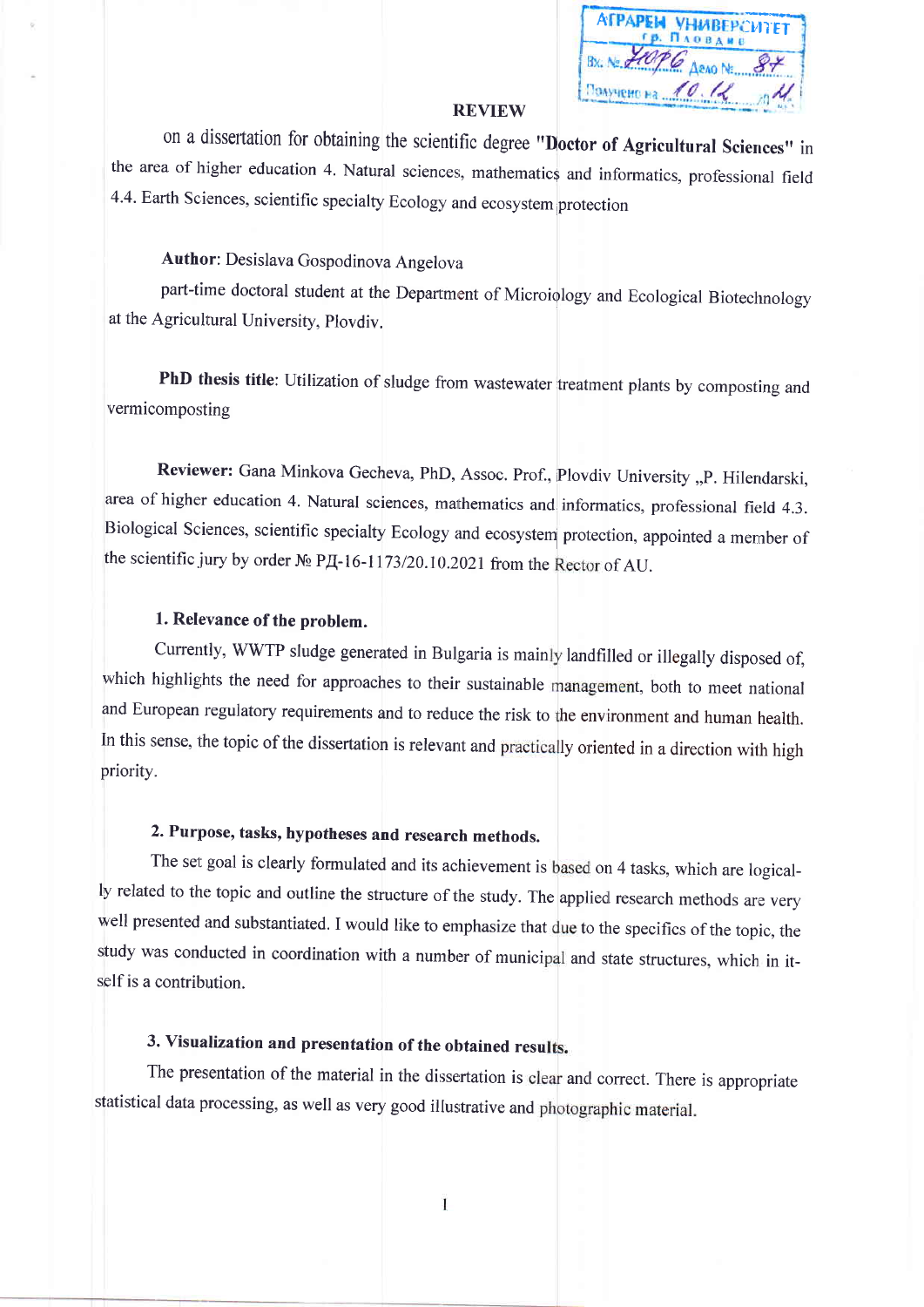АГРАРЕН УНИВЕРСИТЕТ
гр. ПЛОВДИВ
Вх. № 2076 Дело № 84
Получено на 10.12 20 21

# REVIEW

on a dissertation for obtaining the scientific degree **"Doctor of Agricultural Sciences"** in the area of higher education 4. Natural sciences, mathematics and informatics, professional field 4.4. Earth Sciences, scientific specialty Ecology and ecosystem protection

**Author**: Desislava Gospodinova Angelova

part-time doctoral student at the Department of Microbiology and Ecological Biotechnology at the Agricultural University, Plovdiv.

**PhD thesis title**: Utilization of sludge from wastewater treatment plants by composting and vermicomposting

**Reviewer:** Gana Minkova Gecheva, PhD, Assoc. Prof., Plovdiv University „P. Hilendarski, area of higher education 4. Natural sciences, mathematics and informatics, professional field 4.3. Biological Sciences, scientific specialty Ecology and ecosystem protection, appointed a member of the scientific jury by order № РД-16-1173/20.10.2021 from the Rector of AU.

## 1. Relevance of the problem.

Currently, WWTP sludge generated in Bulgaria is mainly landfilled or illegally disposed of, which highlights the need for approaches to their sustainable management, both to meet national and European regulatory requirements and to reduce the risk to the environment and human health. In this sense, the topic of the dissertation is relevant and practically oriented in a direction with high priority.

## 2. Purpose, tasks, hypotheses and research methods.

The set goal is clearly formulated and its achievement is based on 4 tasks, which are logically related to the topic and outline the structure of the study. The applied research methods are very well presented and substantiated. I would like to emphasize that due to the specifics of the topic, the study was conducted in coordination with a number of municipal and state structures, which in itself is a contribution.

## 3. Visualization and presentation of the obtained results.

The presentation of the material in the dissertation is clear and correct. There is appropriate statistical data processing, as well as very good illustrative and photographic material.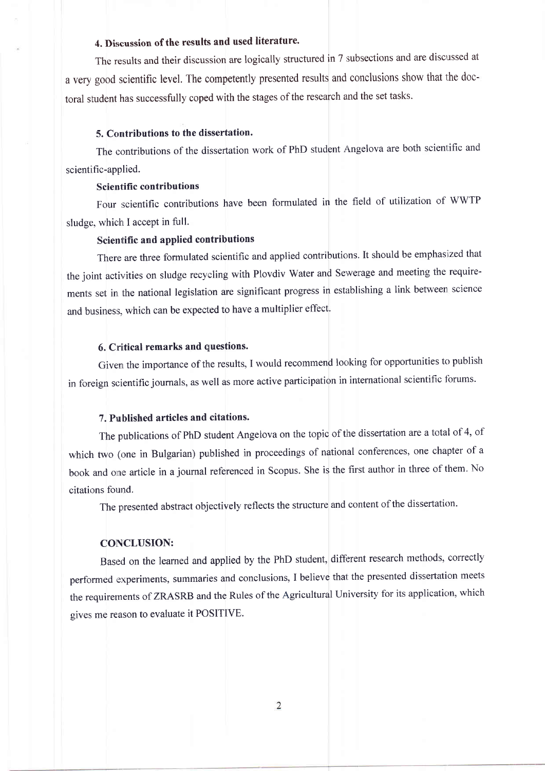### 4. Discussion of the results and used literature.

The results and their discussion are logically structured in 7 subsections and are discussed at a very good scientific level. The competently presented results and conclusions show that the doctoral student has successfully coped with the stages of the research and the set tasks.

### 5. Contributions to the dissertation.

The contributions of the dissertation work of PhD student Angelova are both scientific and scientific-applied.

**Scientific contributions**

Four scientific contributions have been formulated in the field of utilization of WWTP sludge, which I accept in full.

**Scientific and applied contributions**

There are three formulated scientific and applied contributions. It should be emphasized that the joint activities on sludge recycling with Plovdiv Water and Sewerage and meeting the requirements set in the national legislation are significant progress in establishing a link between science and business, which can be expected to have a multiplier effect.

### 6. Critical remarks and questions.

Given the importance of the results, I would recommend looking for opportunities to publish in foreign scientific journals, as well as more active participation in international scientific forums.

### 7. Published articles and citations.

The publications of PhD student Angelova on the topic of the dissertation are a total of 4, of which two (one in Bulgarian) published in proceedings of national conferences, one chapter of a book and one article in a journal referenced in Scopus. She is the first author in three of them. No citations found.

The presented abstract objectively reflects the structure and content of the dissertation.

### CONCLUSION:

Based on the learned and applied by the PhD student, different research methods, correctly performed experiments, summaries and conclusions, I believe that the presented dissertation meets the requirements of ZRASRB and the Rules of the Agricultural University for its application, which gives me reason to evaluate it POSITIVE.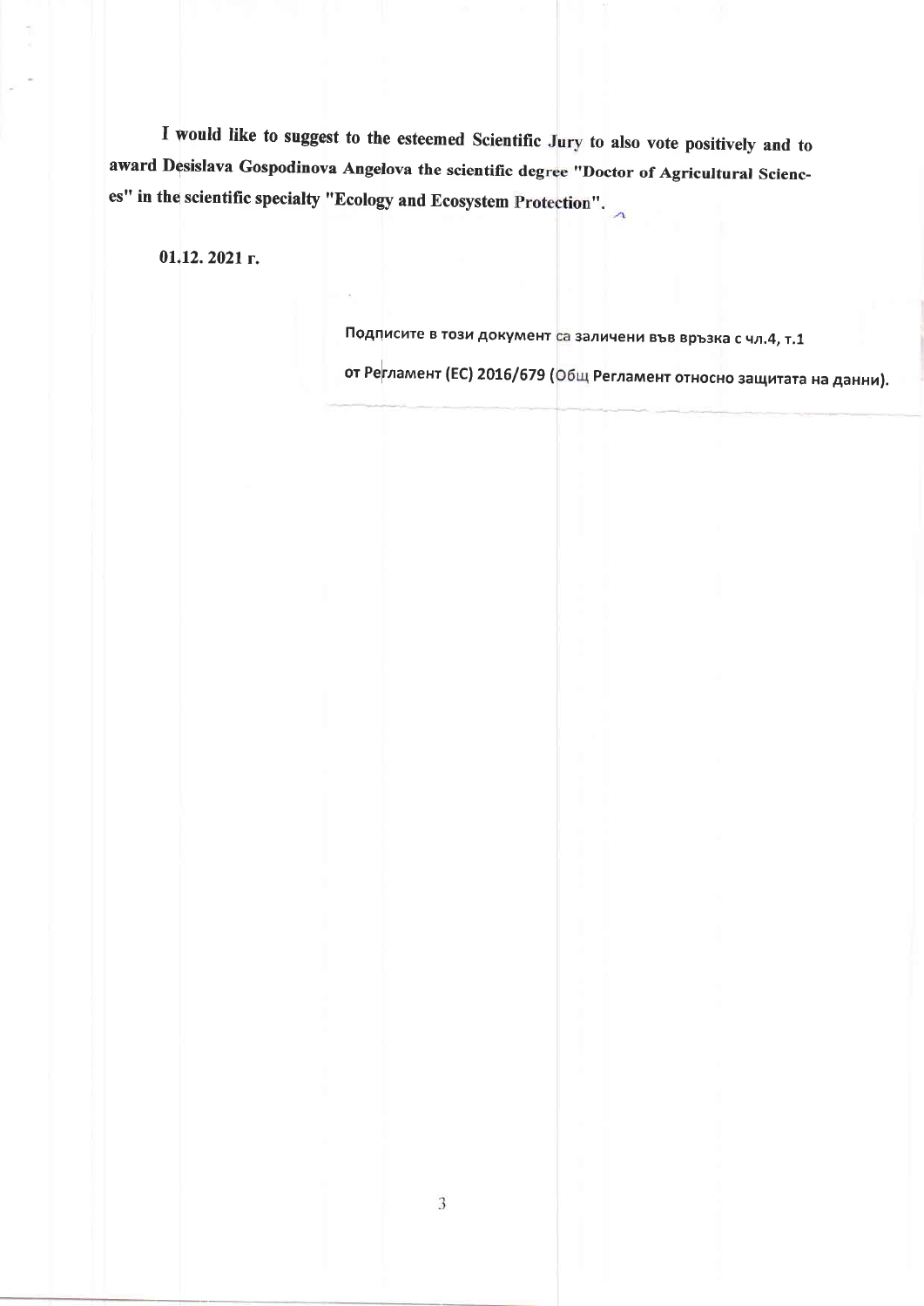**I would like to suggest to the esteemed Scientific Jury to also vote positively and to award Desislava Gospodinova Angelova the scientific degree "Doctor of Agricultural Sciences" in the scientific specialty "Ecology and Ecosystem Protection".**

**01.12. 2021 г.**

Подписите в този документ са заличени във връзка с чл.4, т.1 от Регламент (ЕС) 2016/679 (Общ Регламент относно защитата на данни).